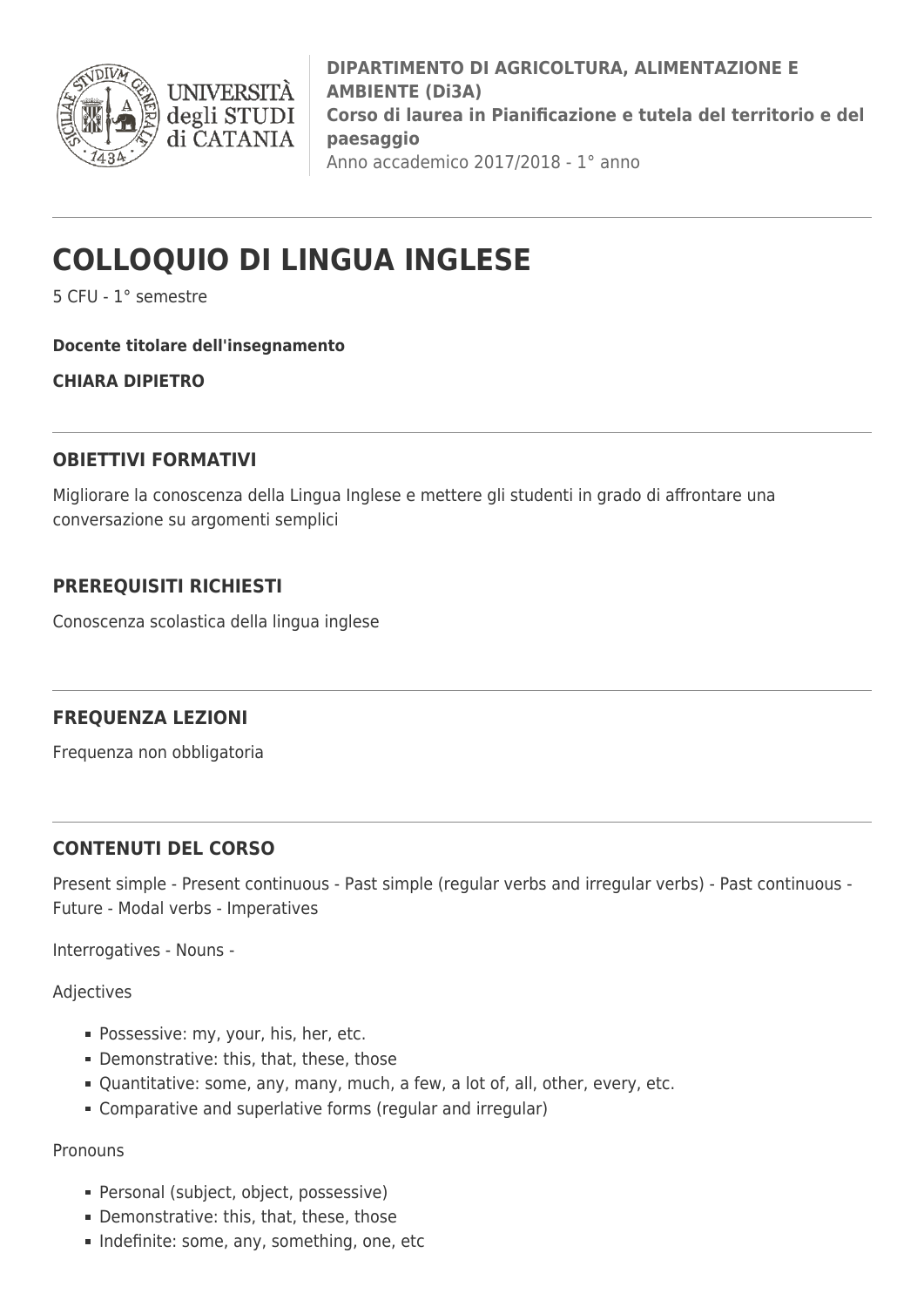**DIPARTIMENTO DI AGRICOLTURA, ALIMENTAZIONE E AMBIENTE (Di3A)**
**Corso di laurea in Pianificazione e tutela del territorio e del paesaggio**
Anno accademico 2017/2018 - 1° anno

# COLLOQUIO DI LINGUA INGLESE

5 CFU - 1° semestre

**Docente titolare dell'insegnamento**

**CHIARA DIPIETRO**

## OBIETTIVI FORMATIVI

Migliorare la conoscenza della Lingua Inglese e mettere gli studenti in grado di affrontare una conversazione su argomenti semplici

## PREREQUISITI RICHIESTI

Conoscenza scolastica della lingua inglese

## FREQUENZA LEZIONI

Frequenza non obbligatoria

## CONTENUTI DEL CORSO

Present simple - Present continuous - Past simple (regular verbs and irregular verbs) - Past continuous - Future - Modal verbs - Imperatives

Interrogatives - Nouns -

Adjectives

- Possessive: my, your, his, her, etc.
- Demonstrative: this, that, these, those
- Quantitative: some, any, many, much, a few, a lot of, all, other, every, etc.
- Comparative and superlative forms (regular and irregular)

Pronouns

- Personal (subject, object, possessive)
- Demonstrative: this, that, these, those
- Indefinite: some, any, something, one, etc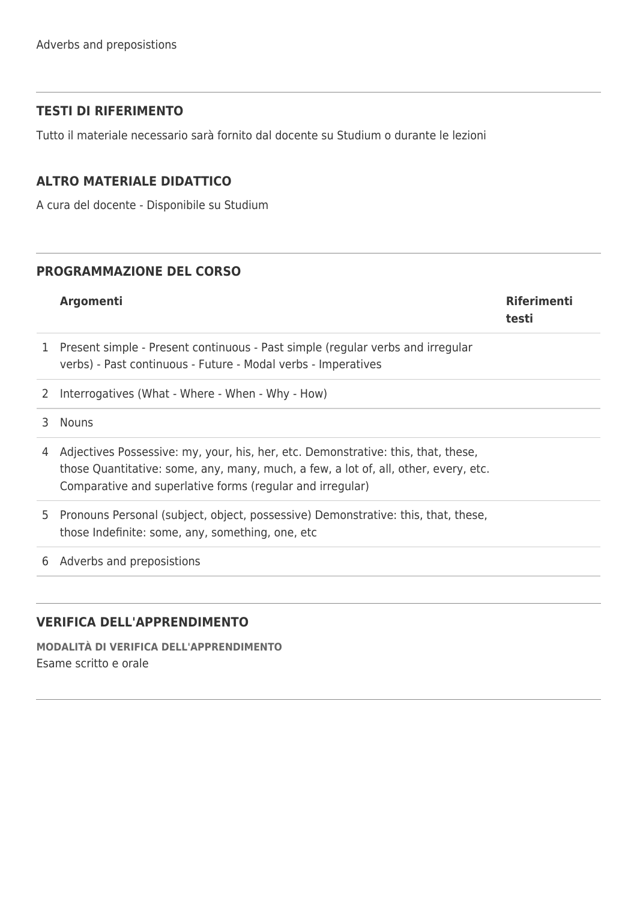Adverbs and preposistions

## TESTI DI RIFERIMENTO

Tutto il materiale necessario sarà fornito dal docente su Studium o durante le lezioni

## ALTRO MATERIALE DIDATTICO

A cura del docente - Disponibile su Studium

## PROGRAMMAZIONE DEL CORSO

| | Argomenti | Riferimenti testi |
|---|---|---|
| 1 | Present simple - Present continuous - Past simple (regular verbs and irregular verbs) - Past continuous - Future - Modal verbs - Imperatives | |
| 2 | Interrogatives (What - Where - When - Why - How) | |
| 3 | Nouns | |
| 4 | Adjectives Possessive: my, your, his, her, etc. Demonstrative: this, that, these, those Quantitative: some, any, many, much, a few, a lot of, all, other, every, etc. Comparative and superlative forms (regular and irregular) | |
| 5 | Pronouns Personal (subject, object, possessive) Demonstrative: this, that, these, those Indefinite: some, any, something, one, etc | |
| 6 | Adverbs and preposistions | |

## VERIFICA DELL'APPRENDIMENTO

**MODALITÀ DI VERIFICA DELL'APPRENDIMENTO**

Esame scritto e orale